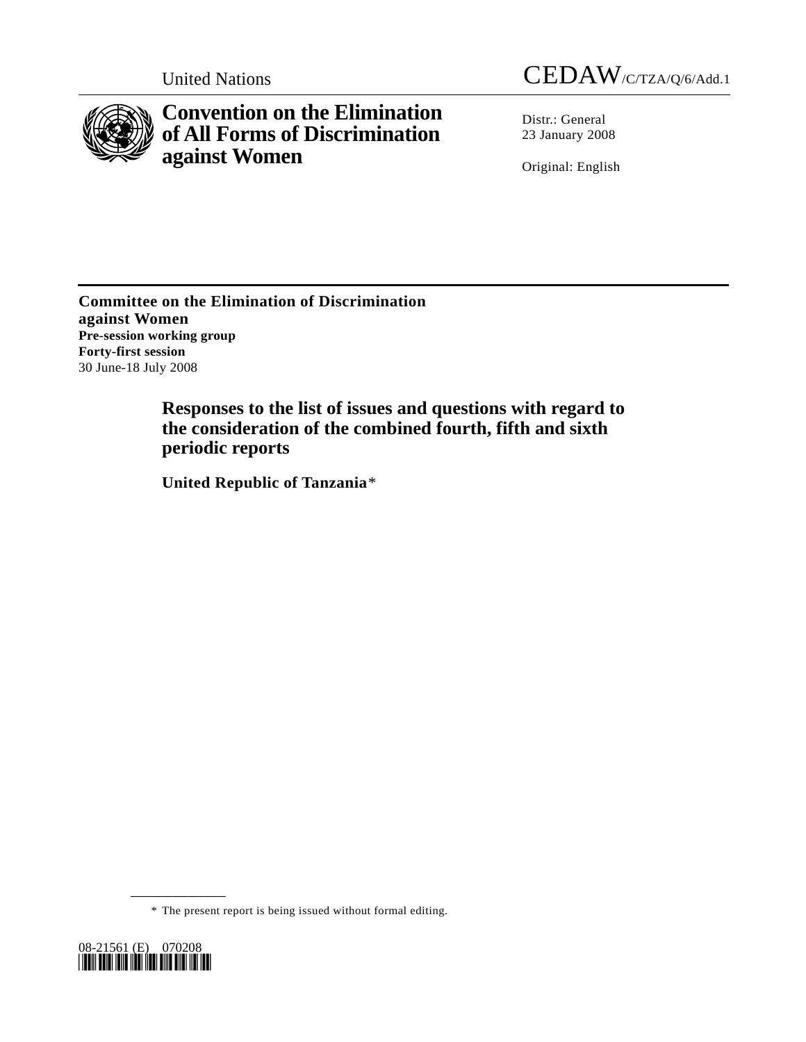United Nations CEDAW/C/TZA/Q/6/Add.1

# Convention on the Elimination of All Forms of Discrimination against Women

Distr.: General
23 January 2008

Original: English

**Committee on the Elimination of Discrimination against Women**
**Pre-session working group**
**Forty-first session**
30 June-18 July 2008

## Responses to the list of issues and questions with regard to the consideration of the combined fourth, fifth and sixth periodic reports

**United Republic of Tanzania***

---

\* The present report is being issued without formal editing.

08-21561 (E) 070208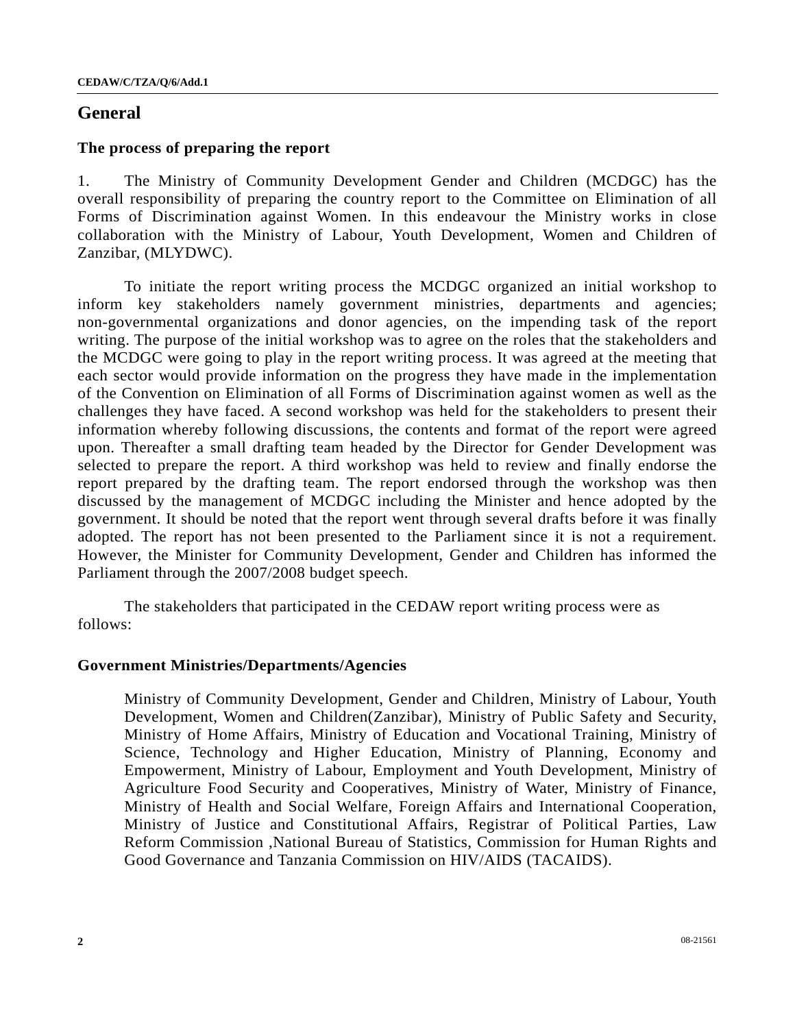## General

### The process of preparing the report

1. The Ministry of Community Development Gender and Children (MCDGC) has the overall responsibility of preparing the country report to the Committee on Elimination of all Forms of Discrimination against Women. In this endeavour the Ministry works in close collaboration with the Ministry of Labour, Youth Development, Women and Children of Zanzibar, (MLYDWC).

To initiate the report writing process the MCDGC organized an initial workshop to inform key stakeholders namely government ministries, departments and agencies; non-governmental organizations and donor agencies, on the impending task of the report writing. The purpose of the initial workshop was to agree on the roles that the stakeholders and the MCDGC were going to play in the report writing process. It was agreed at the meeting that each sector would provide information on the progress they have made in the implementation of the Convention on Elimination of all Forms of Discrimination against women as well as the challenges they have faced. A second workshop was held for the stakeholders to present their information whereby following discussions, the contents and format of the report were agreed upon. Thereafter a small drafting team headed by the Director for Gender Development was selected to prepare the report. A third workshop was held to review and finally endorse the report prepared by the drafting team. The report endorsed through the workshop was then discussed by the management of MCDGC including the Minister and hence adopted by the government. It should be noted that the report went through several drafts before it was finally adopted. The report has not been presented to the Parliament since it is not a requirement. However, the Minister for Community Development, Gender and Children has informed the Parliament through the 2007/2008 budget speech.

The stakeholders that participated in the CEDAW report writing process were as follows:

### Government Ministries/Departments/Agencies

Ministry of Community Development, Gender and Children, Ministry of Labour, Youth Development, Women and Children(Zanzibar), Ministry of Public Safety and Security, Ministry of Home Affairs, Ministry of Education and Vocational Training, Ministry of Science, Technology and Higher Education, Ministry of Planning, Economy and Empowerment, Ministry of Labour, Employment and Youth Development, Ministry of Agriculture Food Security and Cooperatives, Ministry of Water, Ministry of Finance, Ministry of Health and Social Welfare, Foreign Affairs and International Cooperation, Ministry of Justice and Constitutional Affairs, Registrar of Political Parties, Law Reform Commission ,National Bureau of Statistics, Commission for Human Rights and Good Governance and Tanzania Commission on HIV/AIDS (TACAIDS).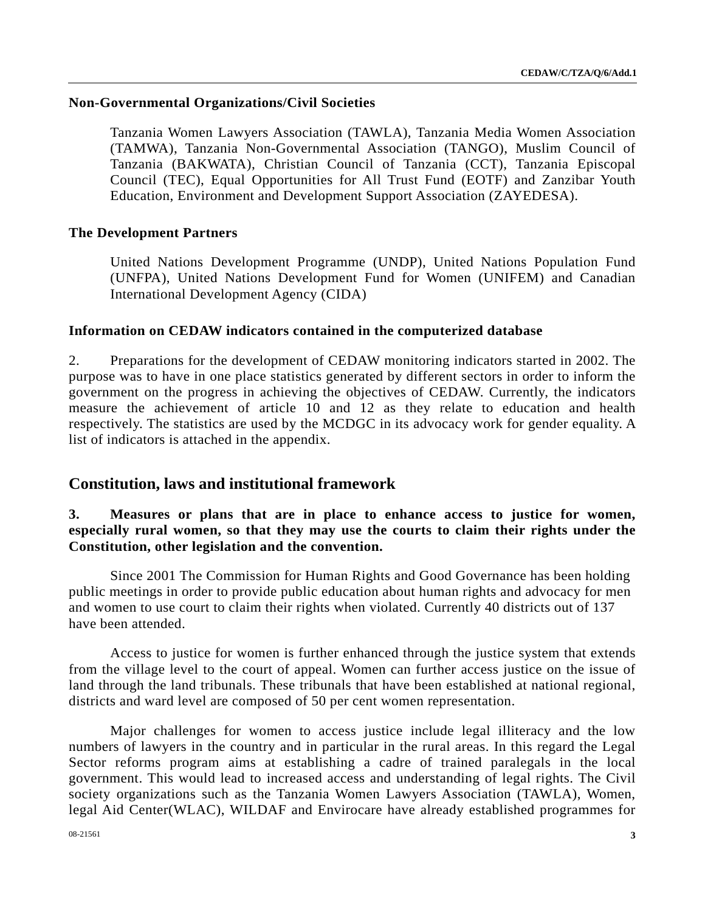**Non-Governmental Organizations/Civil Societies**

> Tanzania Women Lawyers Association (TAWLA), Tanzania Media Women Association (TAMWA), Tanzania Non-Governmental Association (TANGO), Muslim Council of Tanzania (BAKWATA), Christian Council of Tanzania (CCT), Tanzania Episcopal Council (TEC), Equal Opportunities for All Trust Fund (EOTF) and Zanzibar Youth Education, Environment and Development Support Association (ZAYEDESA).

**The Development Partners**

> United Nations Development Programme (UNDP), United Nations Population Fund (UNFPA), United Nations Development Fund for Women (UNIFEM) and Canadian International Development Agency (CIDA)

**Information on CEDAW indicators contained in the computerized database**

2. Preparations for the development of CEDAW monitoring indicators started in 2002. The purpose was to have in one place statistics generated by different sectors in order to inform the government on the progress in achieving the objectives of CEDAW. Currently, the indicators measure the achievement of article 10 and 12 as they relate to education and health respectively. The statistics are used by the MCDGC in its advocacy work for gender equality. A list of indicators is attached in the appendix.

## Constitution, laws and institutional framework

**3. Measures or plans that are in place to enhance access to justice for women, especially rural women, so that they may use the courts to claim their rights under the Constitution, other legislation and the convention.**

Since 2001 The Commission for Human Rights and Good Governance has been holding public meetings in order to provide public education about human rights and advocacy for men and women to use court to claim their rights when violated. Currently 40 districts out of 137 have been attended.

Access to justice for women is further enhanced through the justice system that extends from the village level to the court of appeal. Women can further access justice on the issue of land through the land tribunals. These tribunals that have been established at national regional, districts and ward level are composed of 50 per cent women representation.

Major challenges for women to access justice include legal illiteracy and the low numbers of lawyers in the country and in particular in the rural areas. In this regard the Legal Sector reforms program aims at establishing a cadre of trained paralegals in the local government. This would lead to increased access and understanding of legal rights. The Civil society organizations such as the Tanzania Women Lawyers Association (TAWLA), Women, legal Aid Center(WLAC), WILDAF and Envirocare have already established programmes for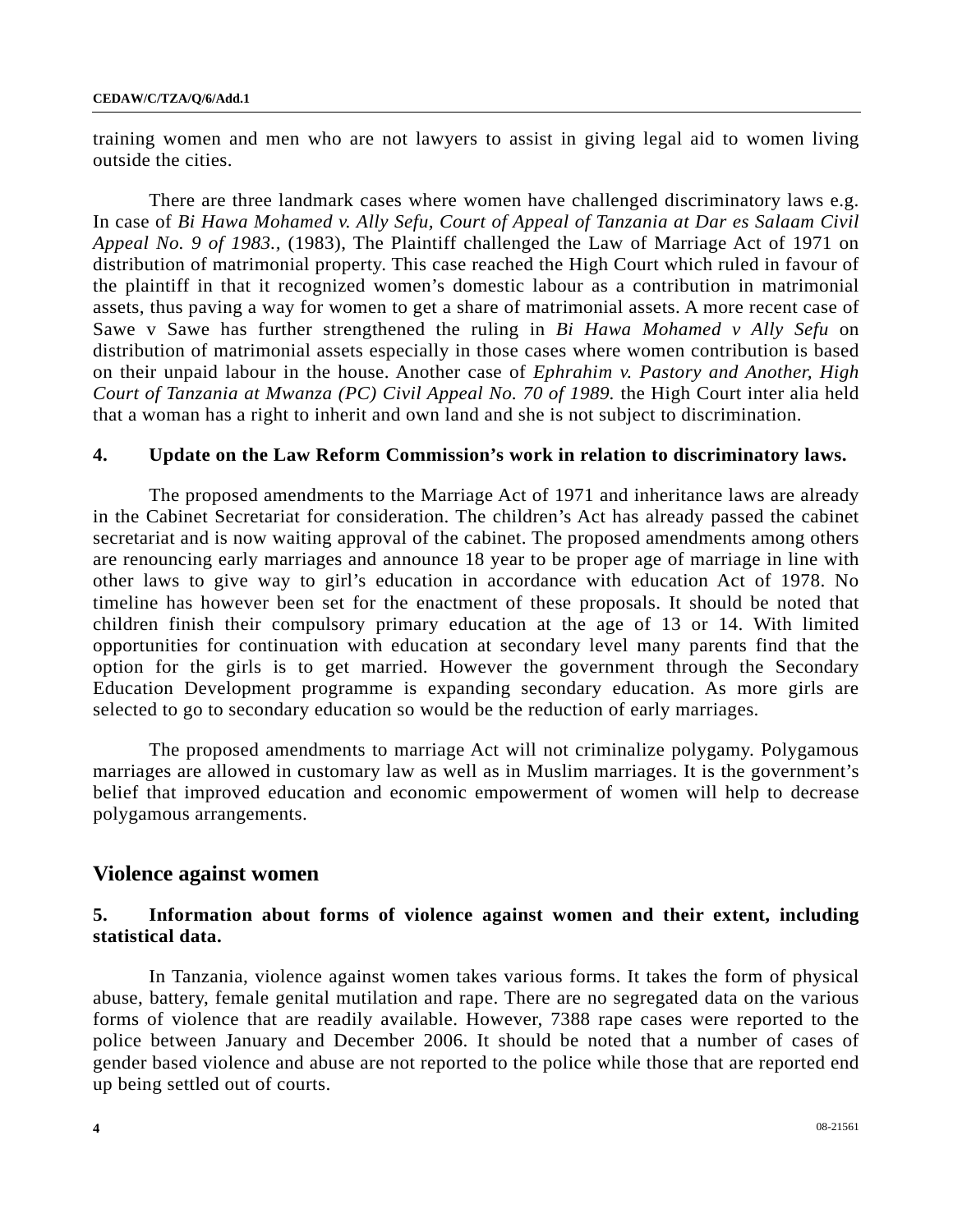training women and men who are not lawyers to assist in giving legal aid to women living outside the cities.

There are three landmark cases where women have challenged discriminatory laws e.g. In case of *Bi Hawa Mohamed v. Ally Sefu, Court of Appeal of Tanzania at Dar es Salaam Civil Appeal No. 9 of 1983.,* (1983), The Plaintiff challenged the Law of Marriage Act of 1971 on distribution of matrimonial property. This case reached the High Court which ruled in favour of the plaintiff in that it recognized women's domestic labour as a contribution in matrimonial assets, thus paving a way for women to get a share of matrimonial assets. A more recent case of Sawe v Sawe has further strengthened the ruling in *Bi Hawa Mohamed v Ally Sefu* on distribution of matrimonial assets especially in those cases where women contribution is based on their unpaid labour in the house. Another case of *Ephrahim v. Pastory and Another, High Court of Tanzania at Mwanza (PC) Civil Appeal No. 70 of 1989.* the High Court inter alia held that a woman has a right to inherit and own land and she is not subject to discrimination.

**4. Update on the Law Reform Commission's work in relation to discriminatory laws.**

The proposed amendments to the Marriage Act of 1971 and inheritance laws are already in the Cabinet Secretariat for consideration. The children's Act has already passed the cabinet secretariat and is now waiting approval of the cabinet. The proposed amendments among others are renouncing early marriages and announce 18 year to be proper age of marriage in line with other laws to give way to girl's education in accordance with education Act of 1978. No timeline has however been set for the enactment of these proposals. It should be noted that children finish their compulsory primary education at the age of 13 or 14. With limited opportunities for continuation with education at secondary level many parents find that the option for the girls is to get married. However the government through the Secondary Education Development programme is expanding secondary education. As more girls are selected to go to secondary education so would be the reduction of early marriages.

The proposed amendments to marriage Act will not criminalize polygamy. Polygamous marriages are allowed in customary law as well as in Muslim marriages. It is the government's belief that improved education and economic empowerment of women will help to decrease polygamous arrangements.

## Violence against women

**5. Information about forms of violence against women and their extent, including statistical data.**

In Tanzania, violence against women takes various forms. It takes the form of physical abuse, battery, female genital mutilation and rape. There are no segregated data on the various forms of violence that are readily available. However, 7388 rape cases were reported to the police between January and December 2006. It should be noted that a number of cases of gender based violence and abuse are not reported to the police while those that are reported end up being settled out of courts.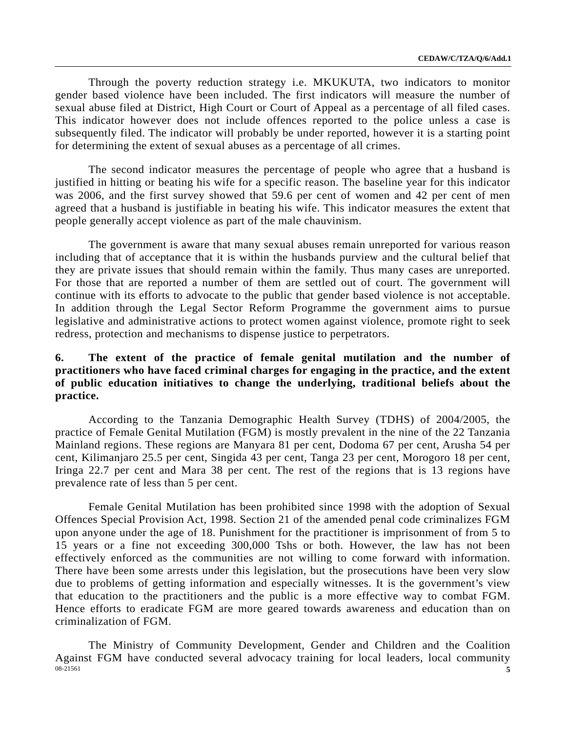Through the poverty reduction strategy i.e. MKUKUTA, two indicators to monitor gender based violence have been included. The first indicators will measure the number of sexual abuse filed at District, High Court or Court of Appeal as a percentage of all filed cases. This indicator however does not include offences reported to the police unless a case is subsequently filed. The indicator will probably be under reported, however it is a starting point for determining the extent of sexual abuses as a percentage of all crimes.

The second indicator measures the percentage of people who agree that a husband is justified in hitting or beating his wife for a specific reason. The baseline year for this indicator was 2006, and the first survey showed that 59.6 per cent of women and 42 per cent of men agreed that a husband is justifiable in beating his wife. This indicator measures the extent that people generally accept violence as part of the male chauvinism.

The government is aware that many sexual abuses remain unreported for various reason including that of acceptance that it is within the husbands purview and the cultural belief that they are private issues that should remain within the family. Thus many cases are unreported. For those that are reported a number of them are settled out of court. The government will continue with its efforts to advocate to the public that gender based violence is not acceptable. In addition through the Legal Sector Reform Programme the government aims to pursue legislative and administrative actions to protect women against violence, promote right to seek redress, protection and mechanisms to dispense justice to perpetrators.

**6. The extent of the practice of female genital mutilation and the number of practitioners who have faced criminal charges for engaging in the practice, and the extent of public education initiatives to change the underlying, traditional beliefs about the practice.**

According to the Tanzania Demographic Health Survey (TDHS) of 2004/2005, the practice of Female Genital Mutilation (FGM) is mostly prevalent in the nine of the 22 Tanzania Mainland regions. These regions are Manyara 81 per cent, Dodoma 67 per cent, Arusha 54 per cent, Kilimanjaro 25.5 per cent, Singida 43 per cent, Tanga 23 per cent, Morogoro 18 per cent, Iringa 22.7 per cent and Mara 38 per cent. The rest of the regions that is 13 regions have prevalence rate of less than 5 per cent.

Female Genital Mutilation has been prohibited since 1998 with the adoption of Sexual Offences Special Provision Act, 1998. Section 21 of the amended penal code criminalizes FGM upon anyone under the age of 18. Punishment for the practitioner is imprisonment of from 5 to 15 years or a fine not exceeding 300,000 Tshs or both. However, the law has not been effectively enforced as the communities are not willing to come forward with information. There have been some arrests under this legislation, but the prosecutions have been very slow due to problems of getting information and especially witnesses. It is the government's view that education to the practitioners and the public is a more effective way to combat FGM. Hence efforts to eradicate FGM are more geared towards awareness and education than on criminalization of FGM.

The Ministry of Community Development, Gender and Children and the Coalition Against FGM have conducted several advocacy training for local leaders, local community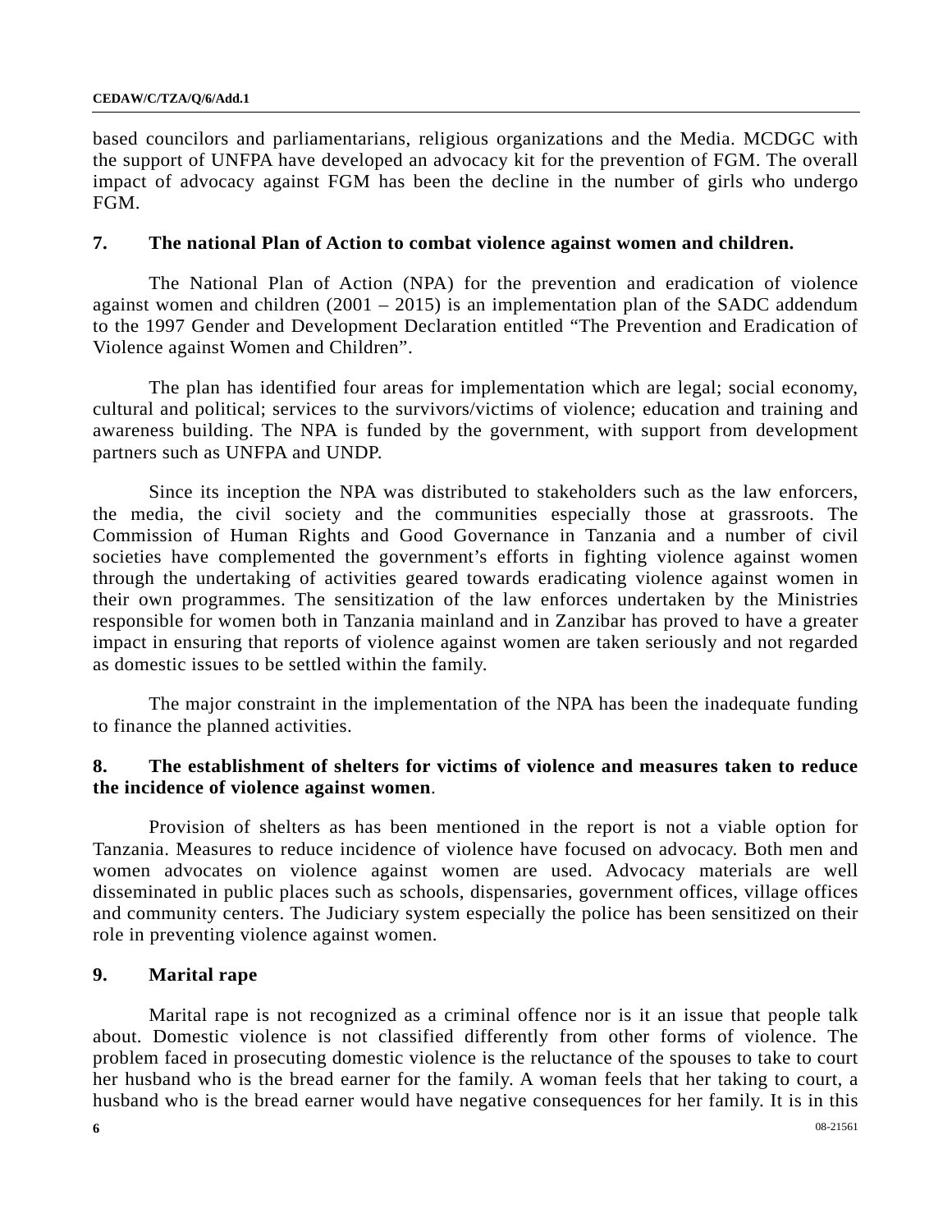based councilors and parliamentarians, religious organizations and the Media. MCDGC with the support of UNFPA have developed an advocacy kit for the prevention of FGM. The overall impact of advocacy against FGM has been the decline in the number of girls who undergo FGM.

### 7. The national Plan of Action to combat violence against women and children.

The National Plan of Action (NPA) for the prevention and eradication of violence against women and children (2001 – 2015) is an implementation plan of the SADC addendum to the 1997 Gender and Development Declaration entitled “The Prevention and Eradication of Violence against Women and Children”.

The plan has identified four areas for implementation which are legal; social economy, cultural and political; services to the survivors/victims of violence; education and training and awareness building. The NPA is funded by the government, with support from development partners such as UNFPA and UNDP.

Since its inception the NPA was distributed to stakeholders such as the law enforcers, the media, the civil society and the communities especially those at grassroots. The Commission of Human Rights and Good Governance in Tanzania and a number of civil societies have complemented the government’s efforts in fighting violence against women through the undertaking of activities geared towards eradicating violence against women in their own programmes. The sensitization of the law enforces undertaken by the Ministries responsible for women both in Tanzania mainland and in Zanzibar has proved to have a greater impact in ensuring that reports of violence against women are taken seriously and not regarded as domestic issues to be settled within the family.

The major constraint in the implementation of the NPA has been the inadequate funding to finance the planned activities.

### 8. The establishment of shelters for victims of violence and measures taken to reduce the incidence of violence against women.

Provision of shelters as has been mentioned in the report is not a viable option for Tanzania. Measures to reduce incidence of violence have focused on advocacy. Both men and women advocates on violence against women are used. Advocacy materials are well disseminated in public places such as schools, dispensaries, government offices, village offices and community centers. The Judiciary system especially the police has been sensitized on their role in preventing violence against women.

### 9. Marital rape

Marital rape is not recognized as a criminal offence nor is it an issue that people talk about. Domestic violence is not classified differently from other forms of violence. The problem faced in prosecuting domestic violence is the reluctance of the spouses to take to court her husband who is the bread earner for the family. A woman feels that her taking to court, a husband who is the bread earner would have negative consequences for her family. It is in this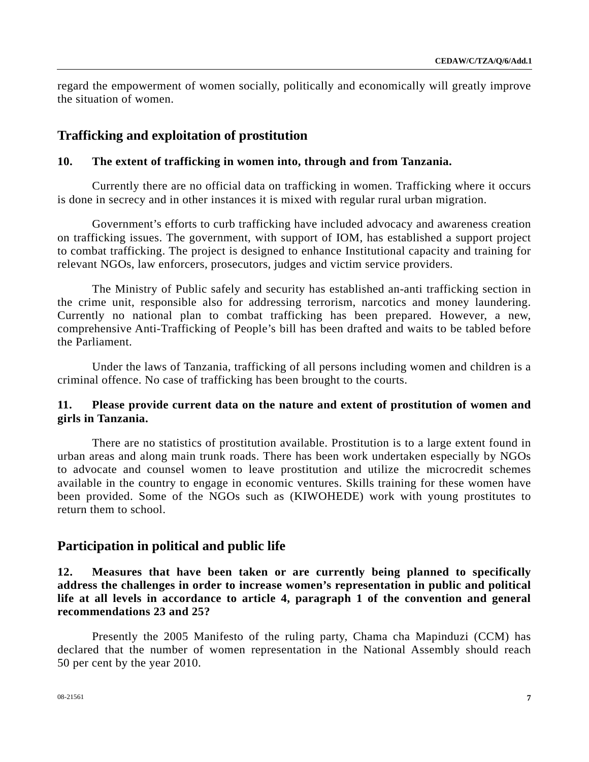regard the empowerment of women socially, politically and economically will greatly improve the situation of women.

## Trafficking and exploitation of prostitution

**10. The extent of trafficking in women into, through and from Tanzania.**

Currently there are no official data on trafficking in women. Trafficking where it occurs is done in secrecy and in other instances it is mixed with regular rural urban migration.

Government's efforts to curb trafficking have included advocacy and awareness creation on trafficking issues. The government, with support of IOM, has established a support project to combat trafficking. The project is designed to enhance Institutional capacity and training for relevant NGOs, law enforcers, prosecutors, judges and victim service providers.

The Ministry of Public safely and security has established an-anti trafficking section in the crime unit, responsible also for addressing terrorism, narcotics and money laundering. Currently no national plan to combat trafficking has been prepared. However, a new, comprehensive Anti-Trafficking of People's bill has been drafted and waits to be tabled before the Parliament.

Under the laws of Tanzania, trafficking of all persons including women and children is a criminal offence. No case of trafficking has been brought to the courts.

**11. Please provide current data on the nature and extent of prostitution of women and girls in Tanzania.**

There are no statistics of prostitution available. Prostitution is to a large extent found in urban areas and along main trunk roads. There has been work undertaken especially by NGOs to advocate and counsel women to leave prostitution and utilize the microcredit schemes available in the country to engage in economic ventures. Skills training for these women have been provided. Some of the NGOs such as (KIWOHEDE) work with young prostitutes to return them to school.

## Participation in political and public life

**12. Measures that have been taken or are currently being planned to specifically address the challenges in order to increase women's representation in public and political life at all levels in accordance to article 4, paragraph 1 of the convention and general recommendations 23 and 25?**

Presently the 2005 Manifesto of the ruling party, Chama cha Mapinduzi (CCM) has declared that the number of women representation in the National Assembly should reach 50 per cent by the year 2010.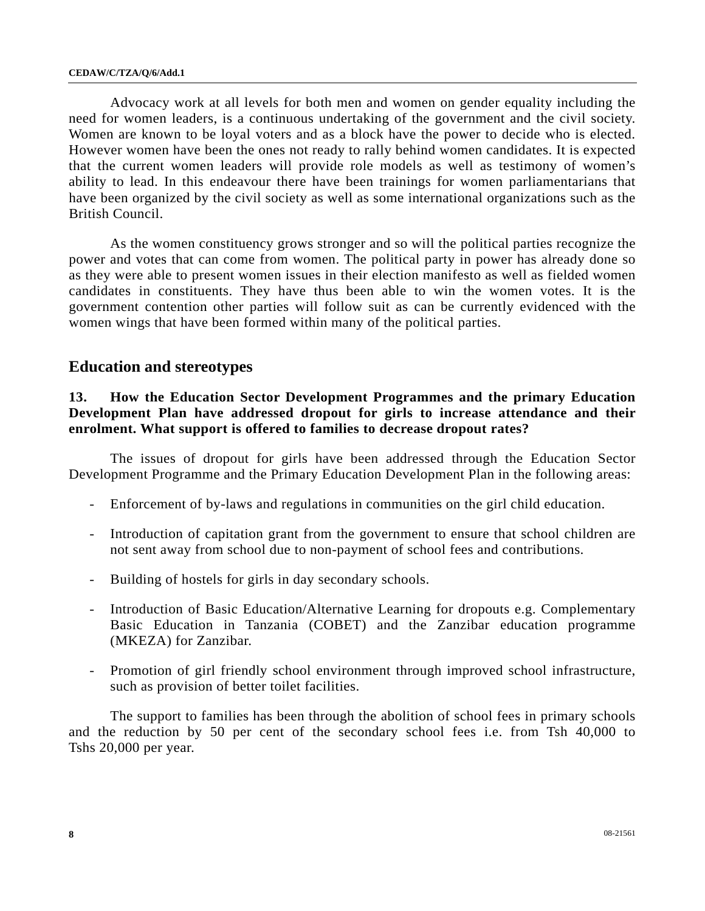Advocacy work at all levels for both men and women on gender equality including the need for women leaders, is a continuous undertaking of the government and the civil society. Women are known to be loyal voters and as a block have the power to decide who is elected. However women have been the ones not ready to rally behind women candidates. It is expected that the current women leaders will provide role models as well as testimony of women's ability to lead. In this endeavour there have been trainings for women parliamentarians that have been organized by the civil society as well as some international organizations such as the British Council.

As the women constituency grows stronger and so will the political parties recognize the power and votes that can come from women. The political party in power has already done so as they were able to present women issues in their election manifesto as well as fielded women candidates in constituents. They have thus been able to win the women votes. It is the government contention other parties will follow suit as can be currently evidenced with the women wings that have been formed within many of the political parties.

## Education and stereotypes

**13. How the Education Sector Development Programmes and the primary Education Development Plan have addressed dropout for girls to increase attendance and their enrolment. What support is offered to families to decrease dropout rates?**

The issues of dropout for girls have been addressed through the Education Sector Development Programme and the Primary Education Development Plan in the following areas:

- Enforcement of by-laws and regulations in communities on the girl child education.
- Introduction of capitation grant from the government to ensure that school children are not sent away from school due to non-payment of school fees and contributions.
- Building of hostels for girls in day secondary schools.
- Introduction of Basic Education/Alternative Learning for dropouts e.g. Complementary Basic Education in Tanzania (COBET) and the Zanzibar education programme (MKEZA) for Zanzibar.
- Promotion of girl friendly school environment through improved school infrastructure, such as provision of better toilet facilities.

The support to families has been through the abolition of school fees in primary schools and the reduction by 50 per cent of the secondary school fees i.e. from Tsh 40,000 to Tshs 20,000 per year.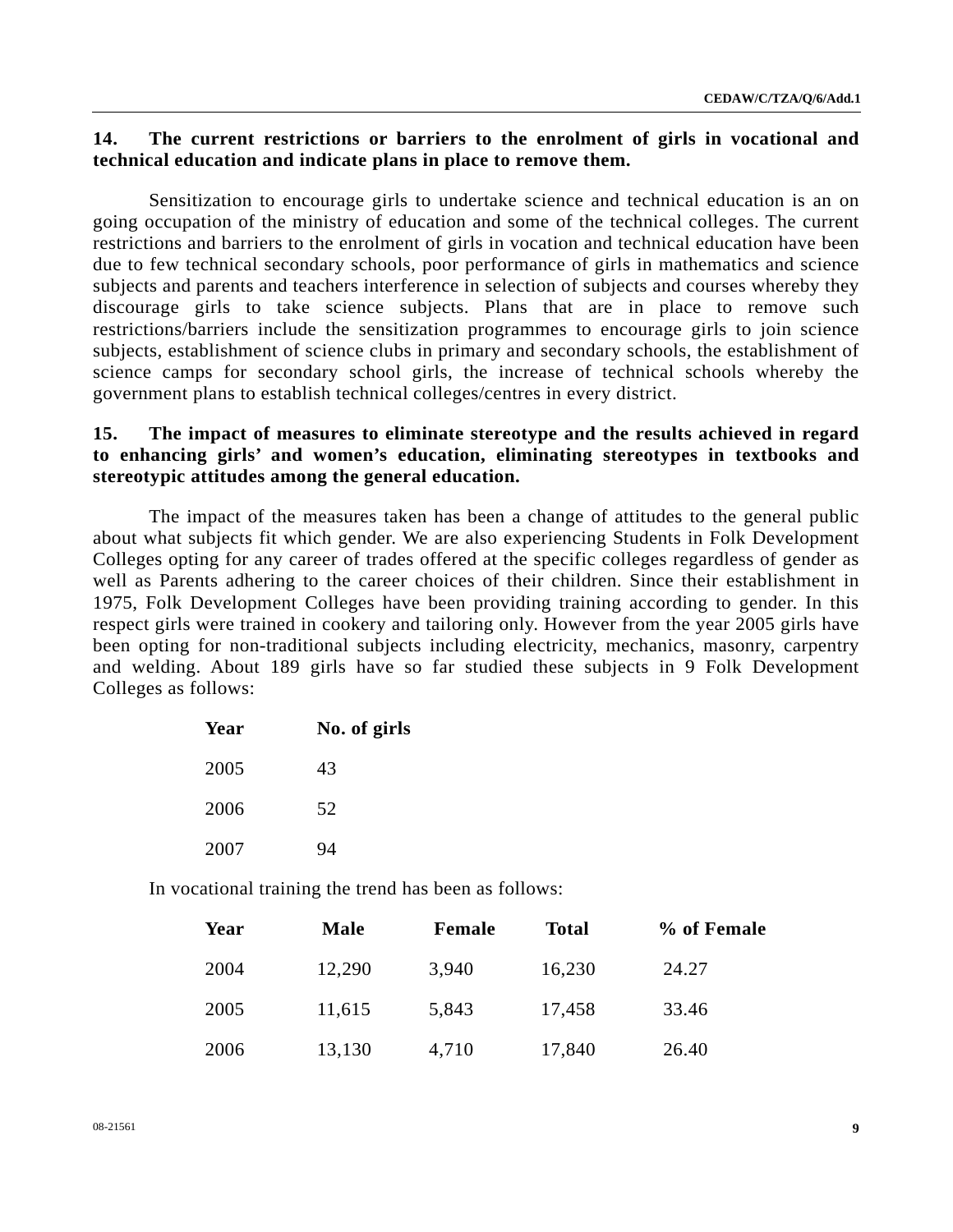**14. The current restrictions or barriers to the enrolment of girls in vocational and technical education and indicate plans in place to remove them.**

Sensitization to encourage girls to undertake science and technical education is an on going occupation of the ministry of education and some of the technical colleges. The current restrictions and barriers to the enrolment of girls in vocation and technical education have been due to few technical secondary schools, poor performance of girls in mathematics and science subjects and parents and teachers interference in selection of subjects and courses whereby they discourage girls to take science subjects. Plans that are in place to remove such restrictions/barriers include the sensitization programmes to encourage girls to join science subjects, establishment of science clubs in primary and secondary schools, the establishment of science camps for secondary school girls, the increase of technical schools whereby the government plans to establish technical colleges/centres in every district.

**15. The impact of measures to eliminate stereotype and the results achieved in regard to enhancing girls' and women's education, eliminating stereotypes in textbooks and stereotypic attitudes among the general education.**

The impact of the measures taken has been a change of attitudes to the general public about what subjects fit which gender. We are also experiencing Students in Folk Development Colleges opting for any career of trades offered at the specific colleges regardless of gender as well as Parents adhering to the career choices of their children. Since their establishment in 1975, Folk Development Colleges have been providing training according to gender. In this respect girls were trained in cookery and tailoring only. However from the year 2005 girls have been opting for non-traditional subjects including electricity, mechanics, masonry, carpentry and welding. About 189 girls have so far studied these subjects in 9 Folk Development Colleges as follows:

| Year | No. of girls |
|---|---|
| 2005 | 43 |
| 2006 | 52 |
| 2007 | 94 |

In vocational training the trend has been as follows:

| Year | Male | Female | Total | % of Female |
|---|---|---|---|---|
| 2004 | 12,290 | 3,940 | 16,230 | 24.27 |
| 2005 | 11,615 | 5,843 | 17,458 | 33.46 |
| 2006 | 13,130 | 4,710 | 17,840 | 26.40 |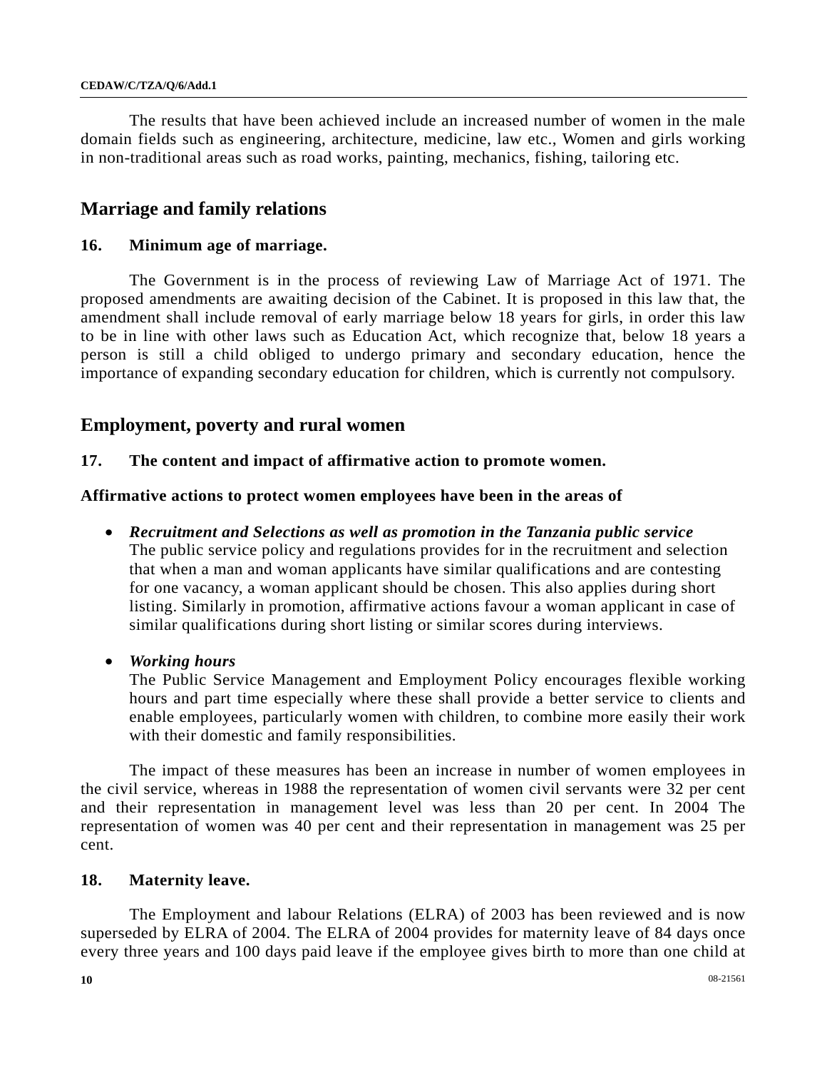The results that have been achieved include an increased number of women in the male domain fields such as engineering, architecture, medicine, law etc., Women and girls working in non-traditional areas such as road works, painting, mechanics, fishing, tailoring etc.

## Marriage and family relations

### 16. Minimum age of marriage.

The Government is in the process of reviewing Law of Marriage Act of 1971. The proposed amendments are awaiting decision of the Cabinet. It is proposed in this law that, the amendment shall include removal of early marriage below 18 years for girls, in order this law to be in line with other laws such as Education Act, which recognize that, below 18 years a person is still a child obliged to undergo primary and secondary education, hence the importance of expanding secondary education for children, which is currently not compulsory.

## Employment, poverty and rural women

### 17. The content and impact of affirmative action to promote women.

**Affirmative actions to protect women employees have been in the areas of**

- ***Recruitment and Selections as well as promotion in the Tanzania public service***
  The public service policy and regulations provides for in the recruitment and selection that when a man and woman applicants have similar qualifications and are contesting for one vacancy, a woman applicant should be chosen. This also applies during short listing. Similarly in promotion, affirmative actions favour a woman applicant in case of similar qualifications during short listing or similar scores during interviews.

- ***Working hours***
  The Public Service Management and Employment Policy encourages flexible working hours and part time especially where these shall provide a better service to clients and enable employees, particularly women with children, to combine more easily their work with their domestic and family responsibilities.

The impact of these measures has been an increase in number of women employees in the civil service, whereas in 1988 the representation of women civil servants were 32 per cent and their representation in management level was less than 20 per cent. In 2004 The representation of women was 40 per cent and their representation in management was 25 per cent.

### 18. Maternity leave.

The Employment and labour Relations (ELRA) of 2003 has been reviewed and is now superseded by ELRA of 2004. The ELRA of 2004 provides for maternity leave of 84 days once every three years and 100 days paid leave if the employee gives birth to more than one child at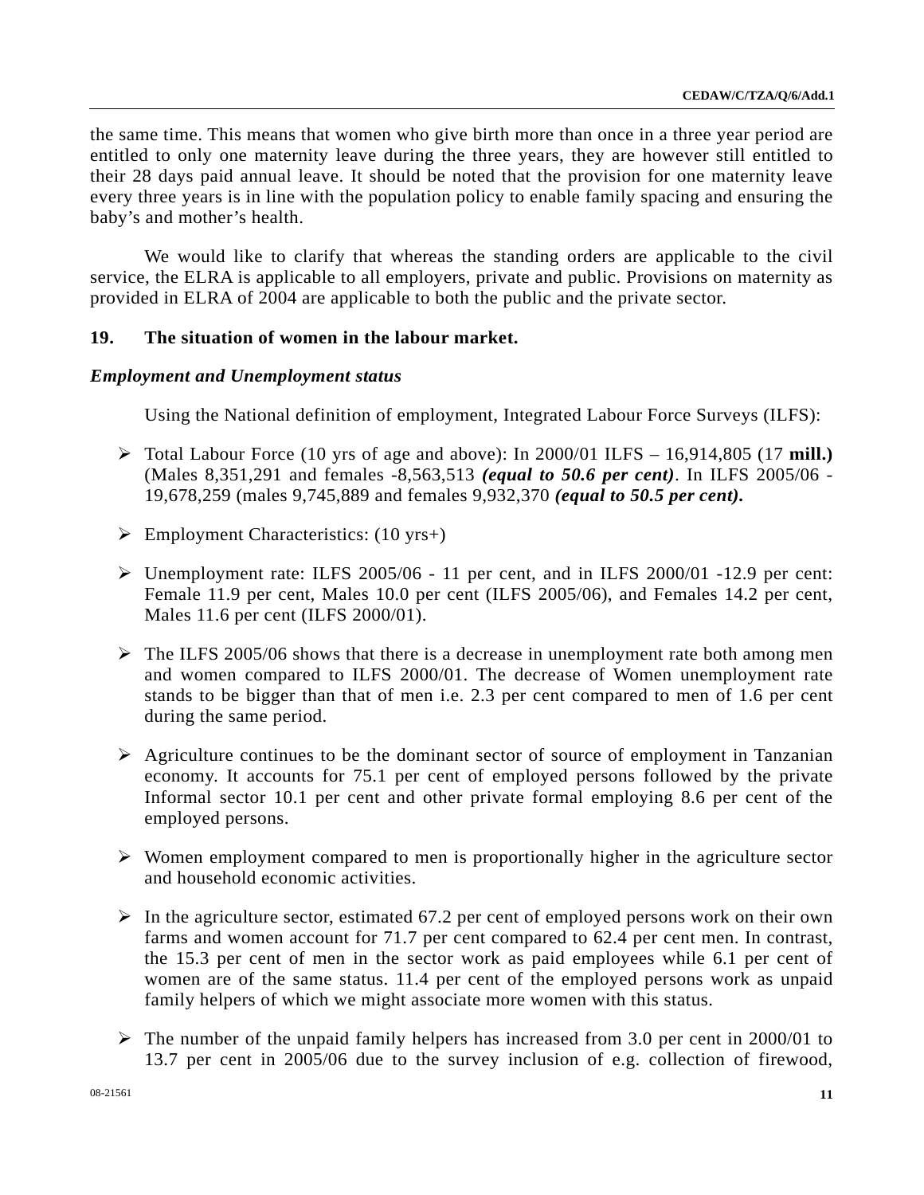the same time. This means that women who give birth more than once in a three year period are entitled to only one maternity leave during the three years, they are however still entitled to their 28 days paid annual leave. It should be noted that the provision for one maternity leave every three years is in line with the population policy to enable family spacing and ensuring the baby's and mother's health.

We would like to clarify that whereas the standing orders are applicable to the civil service, the ELRA is applicable to all employers, private and public. Provisions on maternity as provided in ELRA of 2004 are applicable to both the public and the private sector.

## 19. The situation of women in the labour market.

### *Employment and Unemployment status*

Using the National definition of employment, Integrated Labour Force Surveys (ILFS):

- Total Labour Force (10 yrs of age and above): In 2000/01 ILFS – 16,914,805 (17 **mill.)** (Males 8,351,291 and females -8,563,513 ***(equal to 50.6 per cent)***. In ILFS 2005/06 - 19,678,259 (males 9,745,889 and females 9,932,370 ***(equal to 50.5 per cent).***

- Employment Characteristics: (10 yrs+)

- Unemployment rate: ILFS 2005/06 - 11 per cent, and in ILFS 2000/01 -12.9 per cent: Female 11.9 per cent, Males 10.0 per cent (ILFS 2005/06), and Females 14.2 per cent, Males 11.6 per cent (ILFS 2000/01).

- The ILFS 2005/06 shows that there is a decrease in unemployment rate both among men and women compared to ILFS 2000/01. The decrease of Women unemployment rate stands to be bigger than that of men i.e. 2.3 per cent compared to men of 1.6 per cent during the same period.

- Agriculture continues to be the dominant sector of source of employment in Tanzanian economy. It accounts for 75.1 per cent of employed persons followed by the private Informal sector 10.1 per cent and other private formal employing 8.6 per cent of the employed persons.

- Women employment compared to men is proportionally higher in the agriculture sector and household economic activities.

- In the agriculture sector, estimated 67.2 per cent of employed persons work on their own farms and women account for 71.7 per cent compared to 62.4 per cent men. In contrast, the 15.3 per cent of men in the sector work as paid employees while 6.1 per cent of women are of the same status. 11.4 per cent of the employed persons work as unpaid family helpers of which we might associate more women with this status.

- The number of the unpaid family helpers has increased from 3.0 per cent in 2000/01 to 13.7 per cent in 2005/06 due to the survey inclusion of e.g. collection of firewood,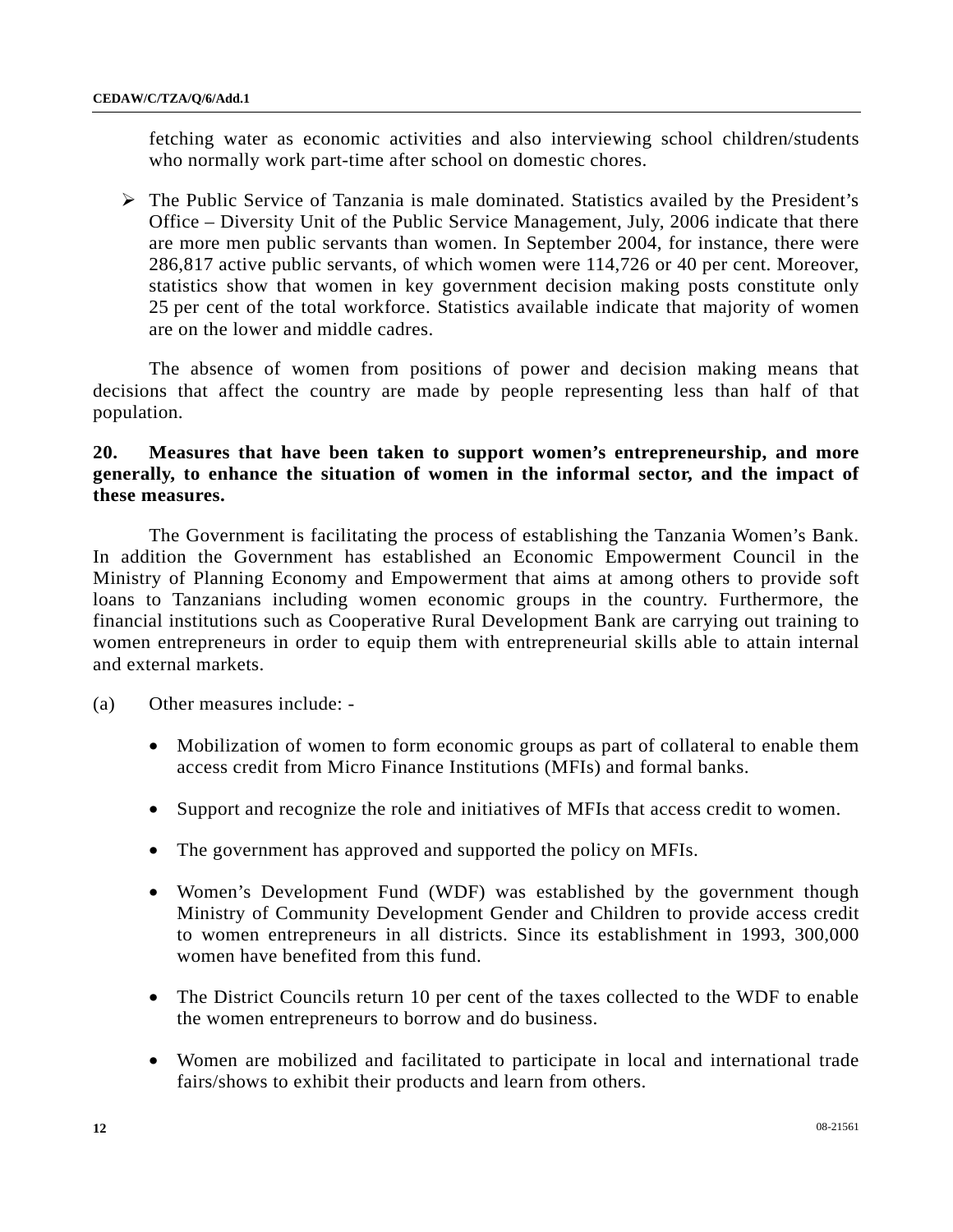fetching water as economic activities and also interviewing school children/students who normally work part-time after school on domestic chores.

- The Public Service of Tanzania is male dominated. Statistics availed by the President's Office – Diversity Unit of the Public Service Management, July, 2006 indicate that there are more men public servants than women. In September 2004, for instance, there were 286,817 active public servants, of which women were 114,726 or 40 per cent. Moreover, statistics show that women in key government decision making posts constitute only 25 per cent of the total workforce. Statistics available indicate that majority of women are on the lower and middle cadres.

The absence of women from positions of power and decision making means that decisions that affect the country are made by people representing less than half of that population.

**20. Measures that have been taken to support women's entrepreneurship, and more generally, to enhance the situation of women in the informal sector, and the impact of these measures.**

The Government is facilitating the process of establishing the Tanzania Women's Bank. In addition the Government has established an Economic Empowerment Council in the Ministry of Planning Economy and Empowerment that aims at among others to provide soft loans to Tanzanians including women economic groups in the country. Furthermore, the financial institutions such as Cooperative Rural Development Bank are carrying out training to women entrepreneurs in order to equip them with entrepreneurial skills able to attain internal and external markets.

(a) Other measures include: -

- Mobilization of women to form economic groups as part of collateral to enable them access credit from Micro Finance Institutions (MFIs) and formal banks.
- Support and recognize the role and initiatives of MFIs that access credit to women.
- The government has approved and supported the policy on MFIs.
- Women's Development Fund (WDF) was established by the government though Ministry of Community Development Gender and Children to provide access credit to women entrepreneurs in all districts. Since its establishment in 1993, 300,000 women have benefited from this fund.
- The District Councils return 10 per cent of the taxes collected to the WDF to enable the women entrepreneurs to borrow and do business.
- Women are mobilized and facilitated to participate in local and international trade fairs/shows to exhibit their products and learn from others.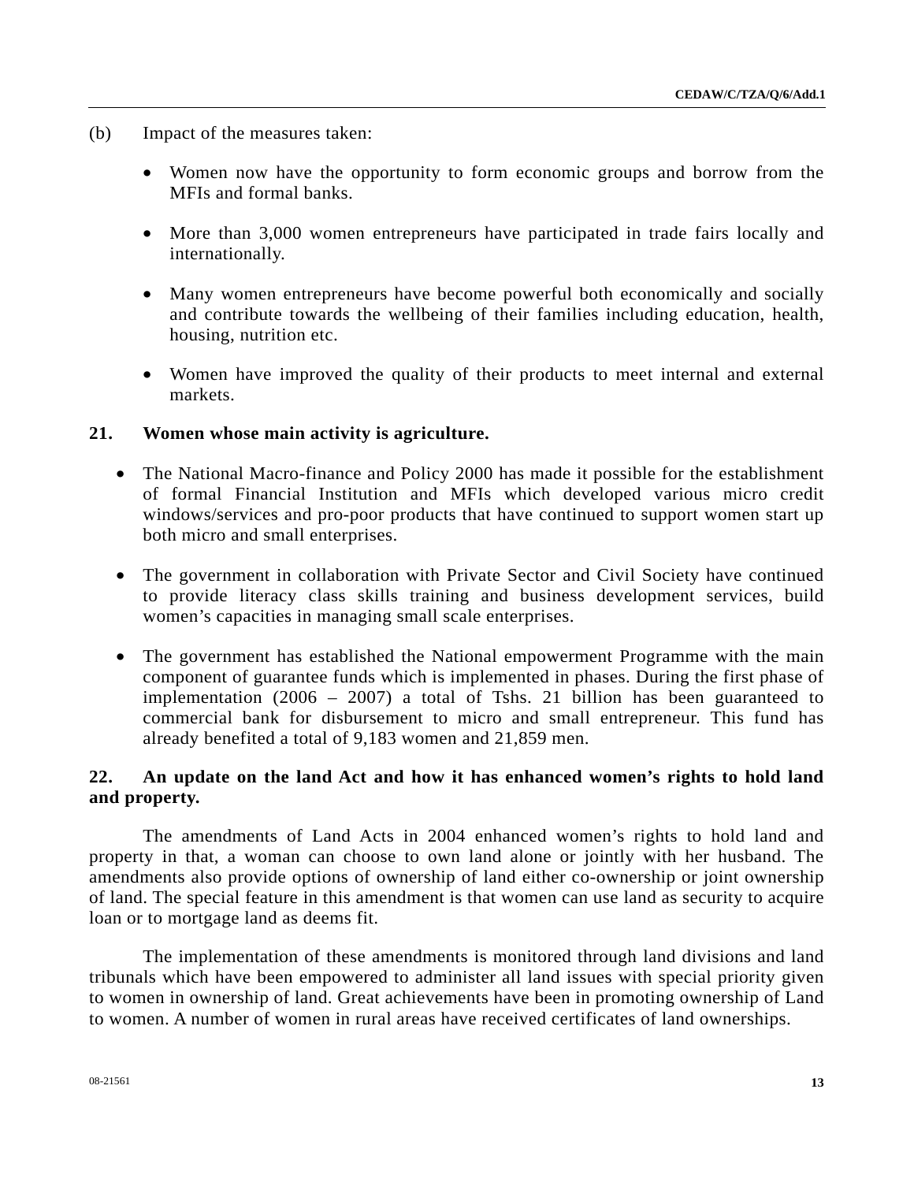(b) Impact of the measures taken:

- Women now have the opportunity to form economic groups and borrow from the MFIs and formal banks.
- More than 3,000 women entrepreneurs have participated in trade fairs locally and internationally.
- Many women entrepreneurs have become powerful both economically and socially and contribute towards the wellbeing of their families including education, health, housing, nutrition etc.
- Women have improved the quality of their products to meet internal and external markets.

**21. Women whose main activity is agriculture.**

- The National Macro-finance and Policy 2000 has made it possible for the establishment of formal Financial Institution and MFIs which developed various micro credit windows/services and pro-poor products that have continued to support women start up both micro and small enterprises.
- The government in collaboration with Private Sector and Civil Society have continued to provide literacy class skills training and business development services, build women's capacities in managing small scale enterprises.
- The government has established the National empowerment Programme with the main component of guarantee funds which is implemented in phases. During the first phase of implementation (2006 – 2007) a total of Tshs. 21 billion has been guaranteed to commercial bank for disbursement to micro and small entrepreneur. This fund has already benefited a total of 9,183 women and 21,859 men.

**22. An update on the land Act and how it has enhanced women's rights to hold land and property.**

The amendments of Land Acts in 2004 enhanced women's rights to hold land and property in that, a woman can choose to own land alone or jointly with her husband. The amendments also provide options of ownership of land either co-ownership or joint ownership of land. The special feature in this amendment is that women can use land as security to acquire loan or to mortgage land as deems fit.

The implementation of these amendments is monitored through land divisions and land tribunals which have been empowered to administer all land issues with special priority given to women in ownership of land. Great achievements have been in promoting ownership of Land to women. A number of women in rural areas have received certificates of land ownerships.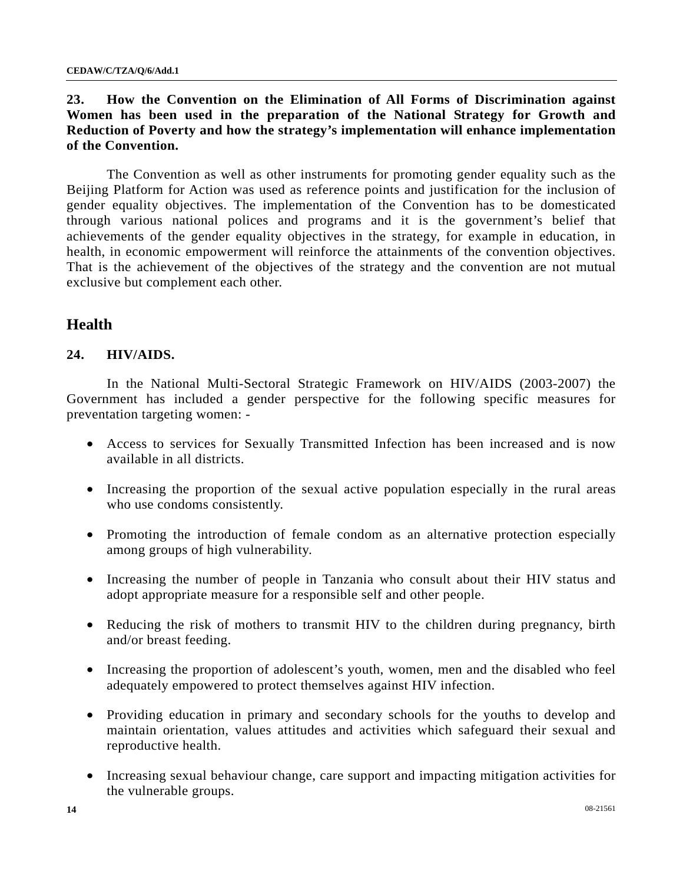**23. How the Convention on the Elimination of All Forms of Discrimination against Women has been used in the preparation of the National Strategy for Growth and Reduction of Poverty and how the strategy's implementation will enhance implementation of the Convention.**

The Convention as well as other instruments for promoting gender equality such as the Beijing Platform for Action was used as reference points and justification for the inclusion of gender equality objectives. The implementation of the Convention has to be domesticated through various national polices and programs and it is the government's belief that achievements of the gender equality objectives in the strategy, for example in education, in health, in economic empowerment will reinforce the attainments of the convention objectives. That is the achievement of the objectives of the strategy and the convention are not mutual exclusive but complement each other.

## Health

**24. HIV/AIDS.**

In the National Multi-Sectoral Strategic Framework on HIV/AIDS (2003-2007) the Government has included a gender perspective for the following specific measures for preventation targeting women: -

- Access to services for Sexually Transmitted Infection has been increased and is now available in all districts.
- Increasing the proportion of the sexual active population especially in the rural areas who use condoms consistently.
- Promoting the introduction of female condom as an alternative protection especially among groups of high vulnerability.
- Increasing the number of people in Tanzania who consult about their HIV status and adopt appropriate measure for a responsible self and other people.
- Reducing the risk of mothers to transmit HIV to the children during pregnancy, birth and/or breast feeding.
- Increasing the proportion of adolescent's youth, women, men and the disabled who feel adequately empowered to protect themselves against HIV infection.
- Providing education in primary and secondary schools for the youths to develop and maintain orientation, values attitudes and activities which safeguard their sexual and reproductive health.
- Increasing sexual behaviour change, care support and impacting mitigation activities for the vulnerable groups.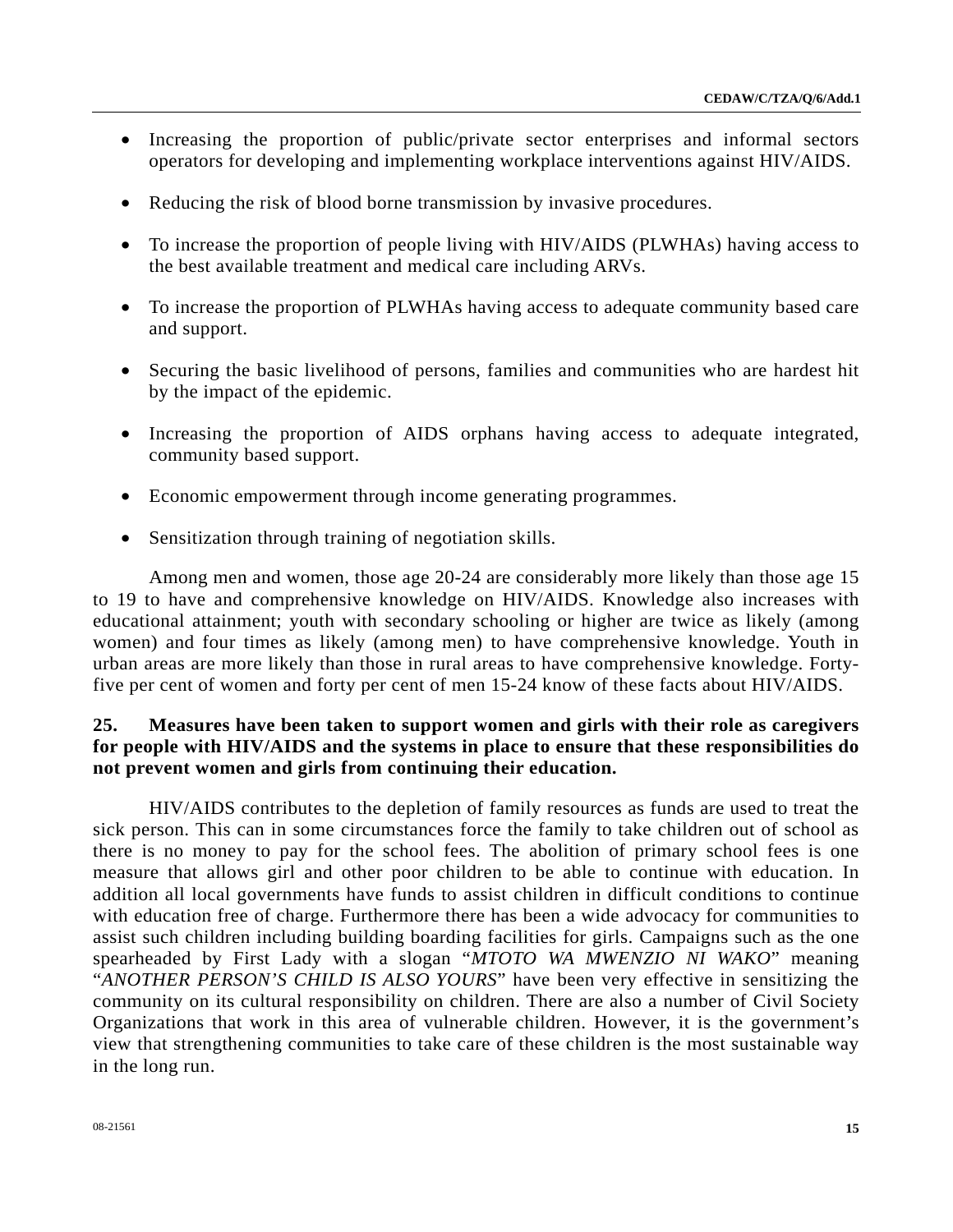- Increasing the proportion of public/private sector enterprises and informal sectors operators for developing and implementing workplace interventions against HIV/AIDS.
- Reducing the risk of blood borne transmission by invasive procedures.
- To increase the proportion of people living with HIV/AIDS (PLWHAs) having access to the best available treatment and medical care including ARVs.
- To increase the proportion of PLWHAs having access to adequate community based care and support.
- Securing the basic livelihood of persons, families and communities who are hardest hit by the impact of the epidemic.
- Increasing the proportion of AIDS orphans having access to adequate integrated, community based support.
- Economic empowerment through income generating programmes.
- Sensitization through training of negotiation skills.

Among men and women, those age 20-24 are considerably more likely than those age 15 to 19 to have and comprehensive knowledge on HIV/AIDS. Knowledge also increases with educational attainment; youth with secondary schooling or higher are twice as likely (among women) and four times as likely (among men) to have comprehensive knowledge. Youth in urban areas are more likely than those in rural areas to have comprehensive knowledge. Forty-five per cent of women and forty per cent of men 15-24 know of these facts about HIV/AIDS.

**25. Measures have been taken to support women and girls with their role as caregivers for people with HIV/AIDS and the systems in place to ensure that these responsibilities do not prevent women and girls from continuing their education.**

HIV/AIDS contributes to the depletion of family resources as funds are used to treat the sick person. This can in some circumstances force the family to take children out of school as there is no money to pay for the school fees. The abolition of primary school fees is one measure that allows girl and other poor children to be able to continue with education. In addition all local governments have funds to assist children in difficult conditions to continue with education free of charge. Furthermore there has been a wide advocacy for communities to assist such children including building boarding facilities for girls. Campaigns such as the one spearheaded by First Lady with a slogan "*MTOTO WA MWENZIO NI WAKO*" meaning "*ANOTHER PERSON'S CHILD IS ALSO YOURS*" have been very effective in sensitizing the community on its cultural responsibility on children. There are also a number of Civil Society Organizations that work in this area of vulnerable children. However, it is the government's view that strengthening communities to take care of these children is the most sustainable way in the long run.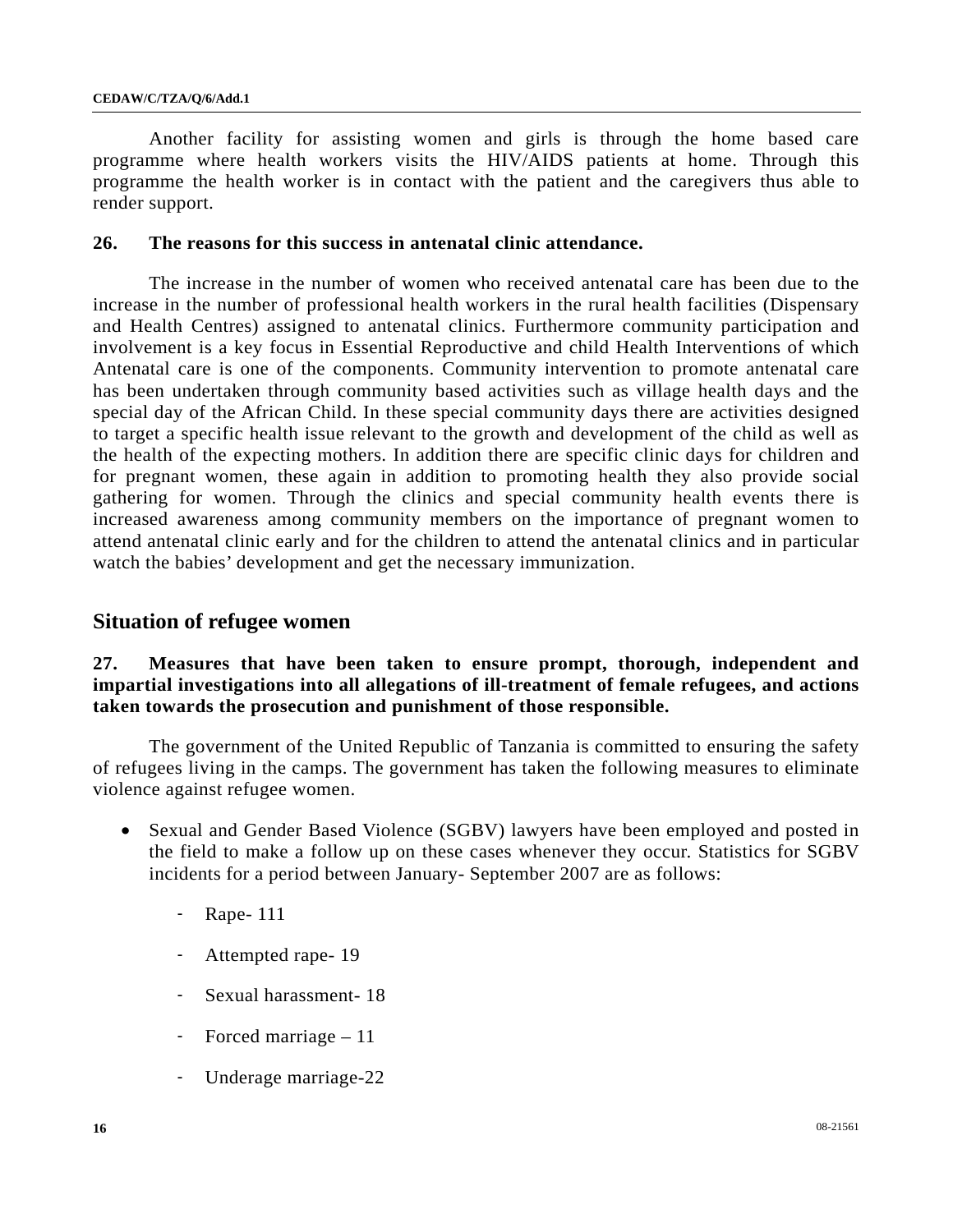Another facility for assisting women and girls is through the home based care programme where health workers visits the HIV/AIDS patients at home. Through this programme the health worker is in contact with the patient and the caregivers thus able to render support.

**26. The reasons for this success in antenatal clinic attendance.**

The increase in the number of women who received antenatal care has been due to the increase in the number of professional health workers in the rural health facilities (Dispensary and Health Centres) assigned to antenatal clinics. Furthermore community participation and involvement is a key focus in Essential Reproductive and child Health Interventions of which Antenatal care is one of the components. Community intervention to promote antenatal care has been undertaken through community based activities such as village health days and the special day of the African Child. In these special community days there are activities designed to target a specific health issue relevant to the growth and development of the child as well as the health of the expecting mothers. In addition there are specific clinic days for children and for pregnant women, these again in addition to promoting health they also provide social gathering for women. Through the clinics and special community health events there is increased awareness among community members on the importance of pregnant women to attend antenatal clinic early and for the children to attend the antenatal clinics and in particular watch the babies' development and get the necessary immunization.

## Situation of refugee women

**27. Measures that have been taken to ensure prompt, thorough, independent and impartial investigations into all allegations of ill-treatment of female refugees, and actions taken towards the prosecution and punishment of those responsible.**

The government of the United Republic of Tanzania is committed to ensuring the safety of refugees living in the camps. The government has taken the following measures to eliminate violence against refugee women.

- Sexual and Gender Based Violence (SGBV) lawyers have been employed and posted in the field to make a follow up on these cases whenever they occur. Statistics for SGBV incidents for a period between January- September 2007 are as follows:
  - Rape- 111
  - Attempted rape- 19
  - Sexual harassment- 18
  - Forced marriage – 11
  - Underage marriage-22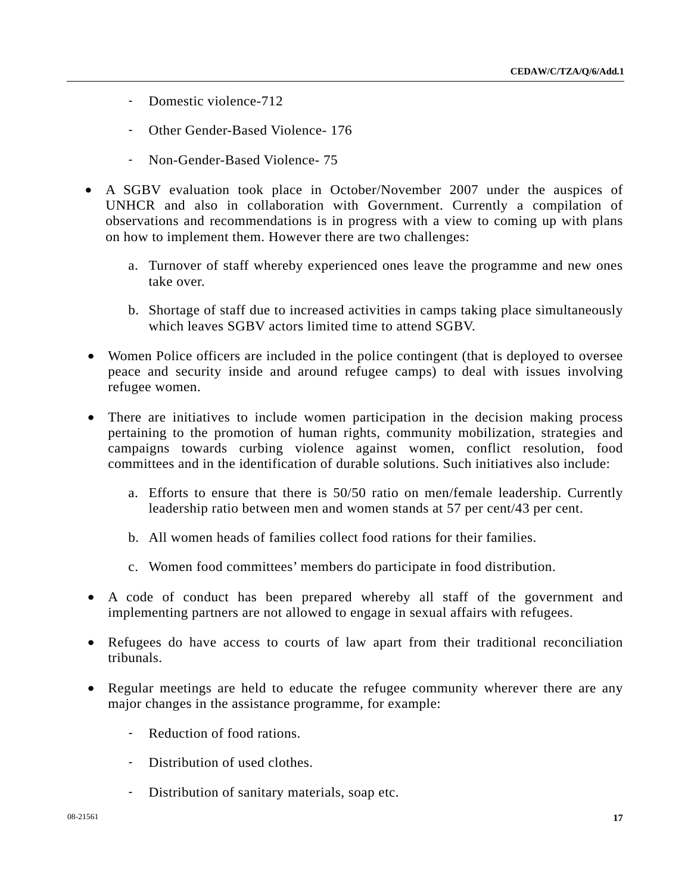- Domestic violence-712

  - Other Gender-Based Violence- 176

  - Non-Gender-Based Violence- 75

- A SGBV evaluation took place in October/November 2007 under the auspices of UNHCR and also in collaboration with Government. Currently a compilation of observations and recommendations is in progress with a view to coming up with plans on how to implement them. However there are two challenges:

  a. Turnover of staff whereby experienced ones leave the programme and new ones take over.

  b. Shortage of staff due to increased activities in camps taking place simultaneously which leaves SGBV actors limited time to attend SGBV.

- Women Police officers are included in the police contingent (that is deployed to oversee peace and security inside and around refugee camps) to deal with issues involving refugee women.

- There are initiatives to include women participation in the decision making process pertaining to the promotion of human rights, community mobilization, strategies and campaigns towards curbing violence against women, conflict resolution, food committees and in the identification of durable solutions. Such initiatives also include:

  a. Efforts to ensure that there is 50/50 ratio on men/female leadership. Currently leadership ratio between men and women stands at 57 per cent/43 per cent.

  b. All women heads of families collect food rations for their families.

  c. Women food committees' members do participate in food distribution.

- A code of conduct has been prepared whereby all staff of the government and implementing partners are not allowed to engage in sexual affairs with refugees.

- Refugees do have access to courts of law apart from their traditional reconciliation tribunals.

- Regular meetings are held to educate the refugee community wherever there are any major changes in the assistance programme, for example:

  - Reduction of food rations.

  - Distribution of used clothes.

  - Distribution of sanitary materials, soap etc.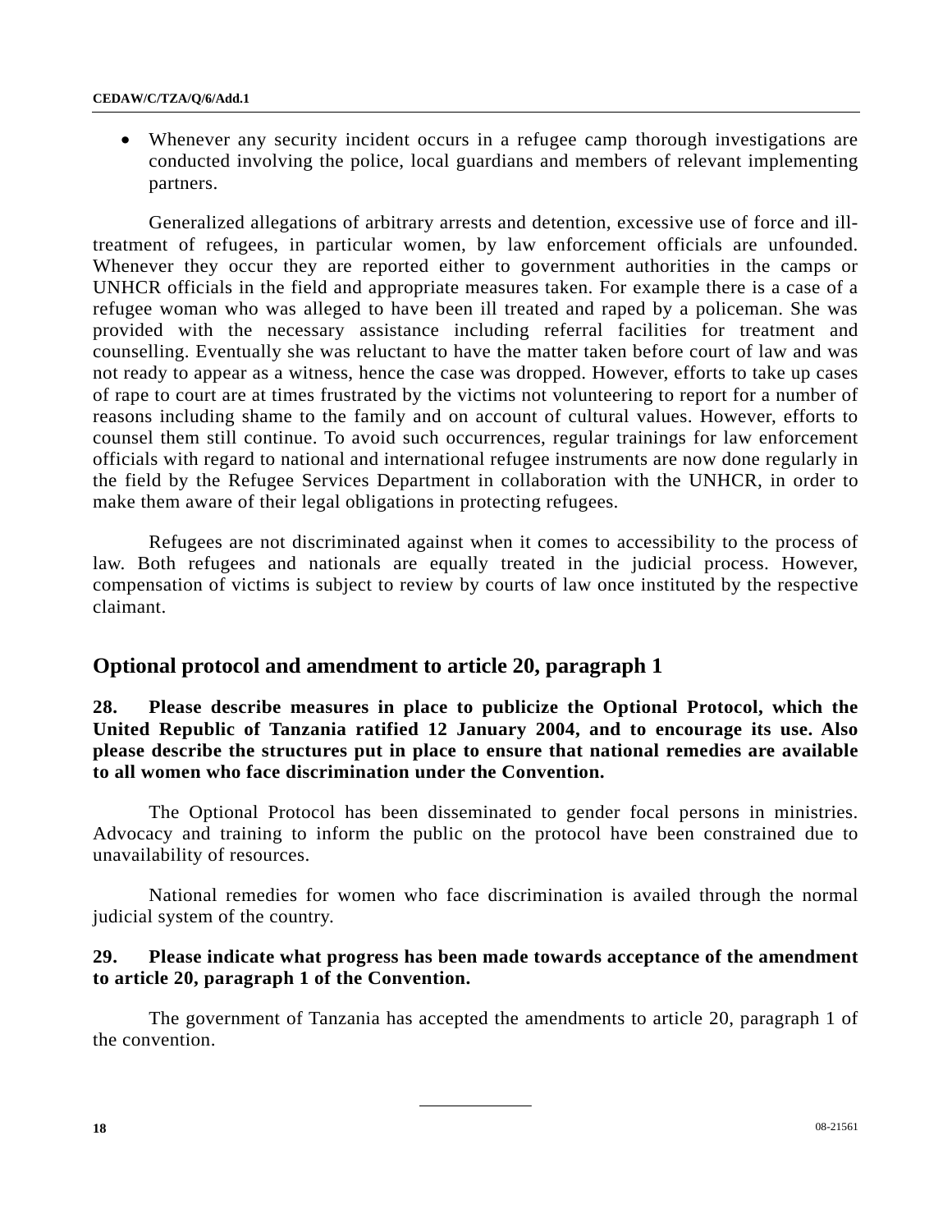- Whenever any security incident occurs in a refugee camp thorough investigations are conducted involving the police, local guardians and members of relevant implementing partners.

Generalized allegations of arbitrary arrests and detention, excessive use of force and ill-treatment of refugees, in particular women, by law enforcement officials are unfounded. Whenever they occur they are reported either to government authorities in the camps or UNHCR officials in the field and appropriate measures taken. For example there is a case of a refugee woman who was alleged to have been ill treated and raped by a policeman. She was provided with the necessary assistance including referral facilities for treatment and counselling. Eventually she was reluctant to have the matter taken before court of law and was not ready to appear as a witness, hence the case was dropped. However, efforts to take up cases of rape to court are at times frustrated by the victims not volunteering to report for a number of reasons including shame to the family and on account of cultural values. However, efforts to counsel them still continue. To avoid such occurrences, regular trainings for law enforcement officials with regard to national and international refugee instruments are now done regularly in the field by the Refugee Services Department in collaboration with the UNHCR, in order to make them aware of their legal obligations in protecting refugees.

Refugees are not discriminated against when it comes to accessibility to the process of law. Both refugees and nationals are equally treated in the judicial process. However, compensation of victims is subject to review by courts of law once instituted by the respective claimant.

## Optional protocol and amendment to article 20, paragraph 1

**28. Please describe measures in place to publicize the Optional Protocol, which the United Republic of Tanzania ratified 12 January 2004, and to encourage its use. Also please describe the structures put in place to ensure that national remedies are available to all women who face discrimination under the Convention.**

The Optional Protocol has been disseminated to gender focal persons in ministries. Advocacy and training to inform the public on the protocol have been constrained due to unavailability of resources.

National remedies for women who face discrimination is availed through the normal judicial system of the country.

**29. Please indicate what progress has been made towards acceptance of the amendment to article 20, paragraph 1 of the Convention.**

The government of Tanzania has accepted the amendments to article 20, paragraph 1 of the convention.